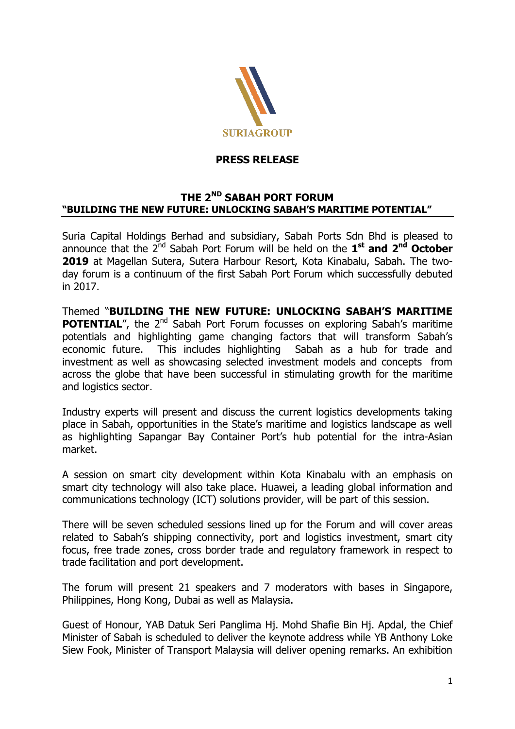SURIAGROUP

**PRESS RELEASE**

## THE 2ND SABAH PORT FORUM

**"BUILDING THE NEW FUTURE: UNLOCKING SABAH'S MARITIME POTENTIAL"**

Suria Capital Holdings Berhad and subsidiary, Sabah Ports Sdn Bhd is pleased to announce that the 2nd Sabah Port Forum will be held on the **1st and 2nd October 2019** at Magellan Sutera, Sutera Harbour Resort, Kota Kinabalu, Sabah. The two-day forum is a continuum of the first Sabah Port Forum which successfully debuted in 2017.

Themed "**BUILDING THE NEW FUTURE: UNLOCKING SABAH'S MARITIME POTENTIAL**", the 2nd Sabah Port Forum focusses on exploring Sabah's maritime potentials and highlighting game changing factors that will transform Sabah's economic future. This includes highlighting Sabah as a hub for trade and investment as well as showcasing selected investment models and concepts from across the globe that have been successful in stimulating growth for the maritime and logistics sector.

Industry experts will present and discuss the current logistics developments taking place in Sabah, opportunities in the State's maritime and logistics landscape as well as highlighting Sapangar Bay Container Port's hub potential for the intra-Asian market.

A session on smart city development within Kota Kinabalu with an emphasis on smart city technology will also take place. Huawei, a leading global information and communications technology (ICT) solutions provider, will be part of this session.

There will be seven scheduled sessions lined up for the Forum and will cover areas related to Sabah's shipping connectivity, port and logistics investment, smart city focus, free trade zones, cross border trade and regulatory framework in respect to trade facilitation and port development.

The forum will present 21 speakers and 7 moderators with bases in Singapore, Philippines, Hong Kong, Dubai as well as Malaysia.

Guest of Honour, YAB Datuk Seri Panglima Hj. Mohd Shafie Bin Hj. Apdal, the Chief Minister of Sabah is scheduled to deliver the keynote address while YB Anthony Loke Siew Fook, Minister of Transport Malaysia will deliver opening remarks. An exhibition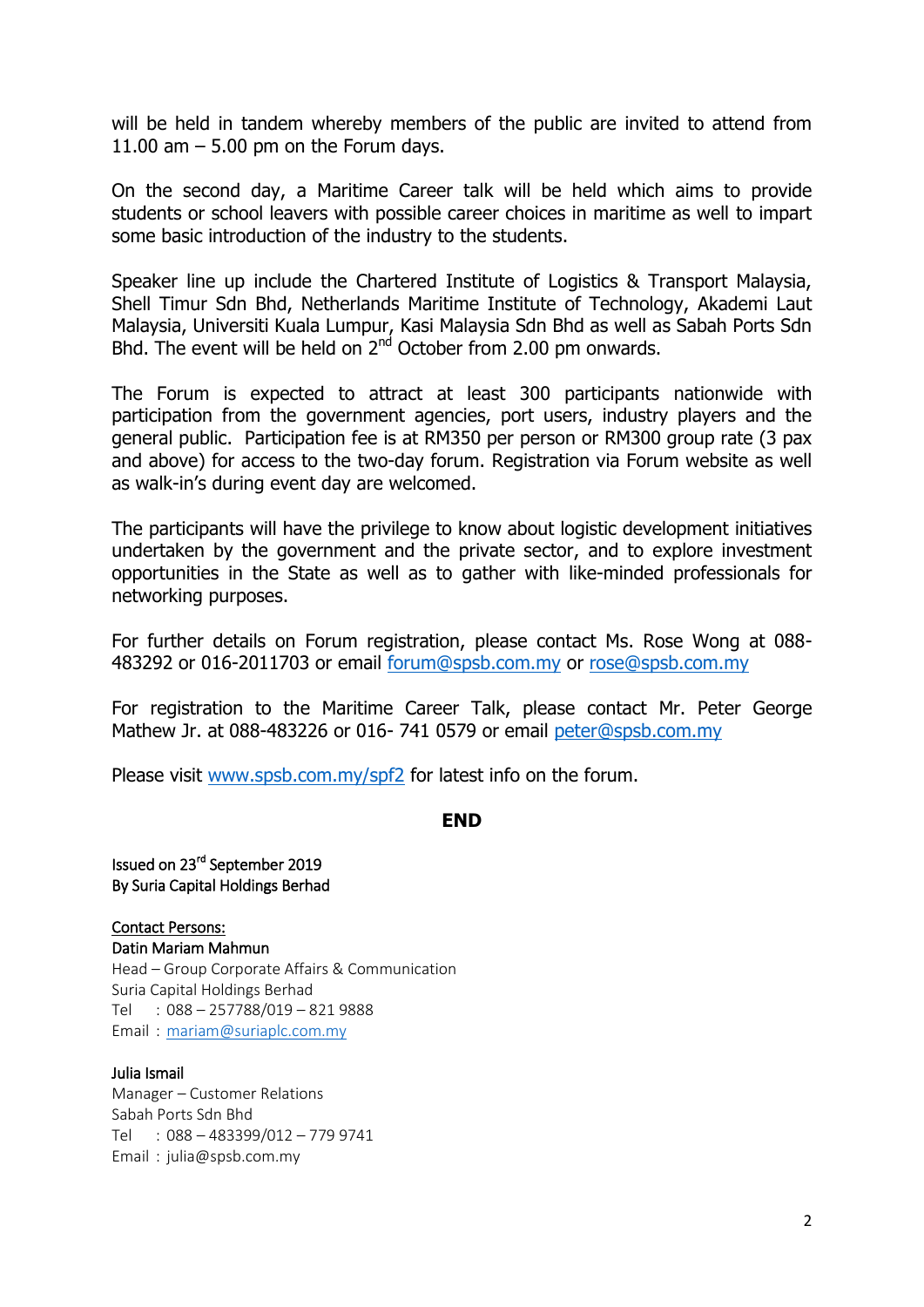will be held in tandem whereby members of the public are invited to attend from 11.00 am – 5.00 pm on the Forum days.

On the second day, a Maritime Career talk will be held which aims to provide students or school leavers with possible career choices in maritime as well to impart some basic introduction of the industry to the students.

Speaker line up include the Chartered Institute of Logistics & Transport Malaysia, Shell Timur Sdn Bhd, Netherlands Maritime Institute of Technology, Akademi Laut Malaysia, Universiti Kuala Lumpur, Kasi Malaysia Sdn Bhd as well as Sabah Ports Sdn Bhd. The event will be held on 2nd October from 2.00 pm onwards.

The Forum is expected to attract at least 300 participants nationwide with participation from the government agencies, port users, industry players and the general public. Participation fee is at RM350 per person or RM300 group rate (3 pax and above) for access to the two-day forum. Registration via Forum website as well as walk-in's during event day are welcomed.

The participants will have the privilege to know about logistic development initiatives undertaken by the government and the private sector, and to explore investment opportunities in the State as well as to gather with like-minded professionals for networking purposes.

For further details on Forum registration, please contact Ms. Rose Wong at 088-483292 or 016-2011703 or email forum@spsb.com.my or rose@spsb.com.my

For registration to the Maritime Career Talk, please contact Mr. Peter George Mathew Jr. at 088-483226 or 016- 741 0579 or email peter@spsb.com.my

Please visit www.spsb.com.my/spf2 for latest info on the forum.

**END**

Issued on 23rd September 2019
By Suria Capital Holdings Berhad

Contact Persons:
Datin Mariam Mahmun
Head – Group Corporate Affairs & Communication
Suria Capital Holdings Berhad
Tel : 088 – 257788/019 – 821 9888
Email : mariam@suriaplc.com.my

Julia Ismail
Manager – Customer Relations
Sabah Ports Sdn Bhd
Tel : 088 – 483399/012 – 779 9741
Email : julia@spsb.com.my